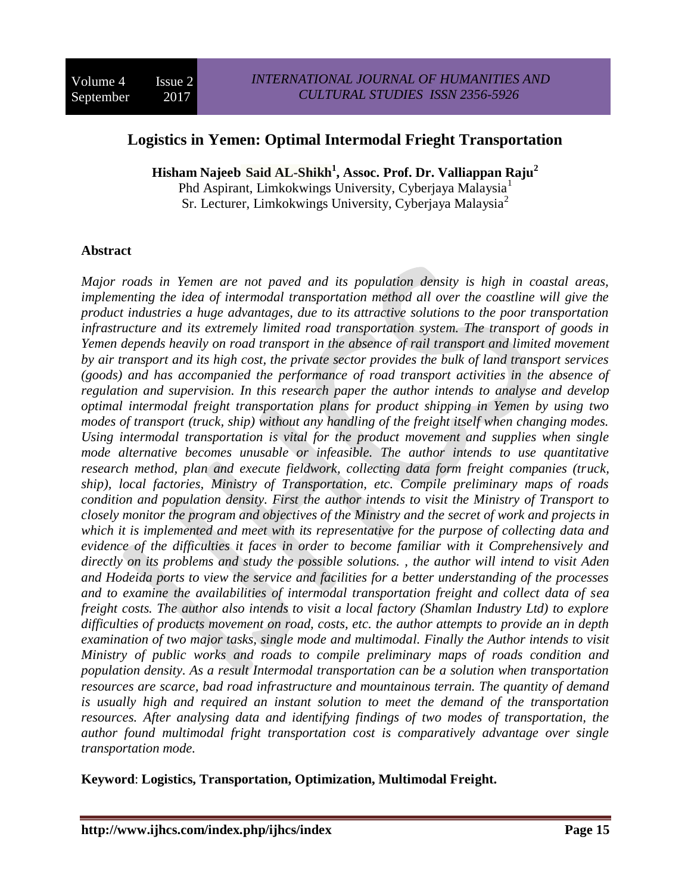# Logistics in Yemen: Optimal Intermodal Frieght Transportation

**Hisham Najeeb Said AL-Shikh[1], Assoc. Prof. Dr. Valliappan Raju[2]**

Phd Aspirant, Limkokwings University, Cyberjaya Malaysia[1]
Sr. Lecturer, Limkokwings University, Cyberjaya Malaysia[2]

## Abstract

*Major roads in Yemen are not paved and its population density is high in coastal areas, implementing the idea of intermodal transportation method all over the coastline will give the product industries a huge advantages, due to its attractive solutions to the poor transportation infrastructure and its extremely limited road transportation system. The transport of goods in Yemen depends heavily on road transport in the absence of rail transport and limited movement by air transport and its high cost, the private sector provides the bulk of land transport services (goods) and has accompanied the performance of road transport activities in the absence of regulation and supervision. In this research paper the author intends to analyse and develop optimal intermodal freight transportation plans for product shipping in Yemen by using two modes of transport (truck, ship) without any handling of the freight itself when changing modes. Using intermodal transportation is vital for the product movement and supplies when single mode alternative becomes unusable or infeasible. The author intends to use quantitative research method, plan and execute fieldwork, collecting data form freight companies (truck, ship), local factories, Ministry of Transportation, etc. Compile preliminary maps of roads condition and population density. First the author intends to visit the Ministry of Transport to closely monitor the program and objectives of the Ministry and the secret of work and projects in which it is implemented and meet with its representative for the purpose of collecting data and evidence of the difficulties it faces in order to become familiar with it Comprehensively and directly on its problems and study the possible solutions. , the author will intend to visit Aden and Hodeida ports to view the service and facilities for a better understanding of the processes and to examine the availabilities of intermodal transportation freight and collect data of sea freight costs. The author also intends to visit a local factory (Shamlan Industry Ltd) to explore difficulties of products movement on road, costs, etc. the author attempts to provide an in depth examination of two major tasks, single mode and multimodal. Finally the Author intends to visit Ministry of public works and roads to compile preliminary maps of roads condition and population density. As a result Intermodal transportation can be a solution when transportation resources are scarce, bad road infrastructure and mountainous terrain. The quantity of demand is usually high and required an instant solution to meet the demand of the transportation resources. After analysing data and identifying findings of two modes of transportation, the author found multimodal fright transportation cost is comparatively advantage over single transportation mode.*

**Keyword**: **Logistics, Transportation, Optimization, Multimodal Freight.**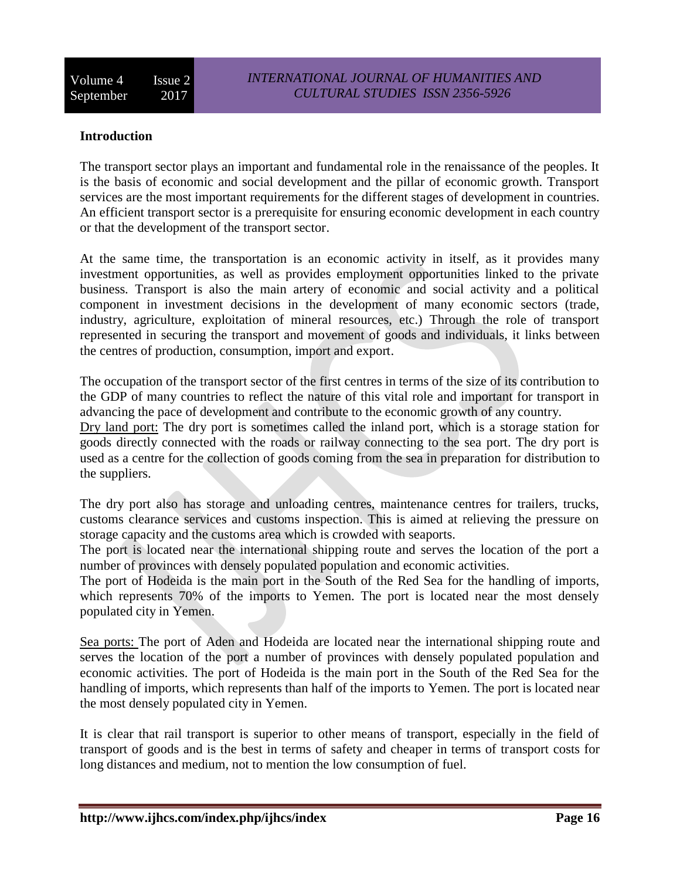## Introduction

The transport sector plays an important and fundamental role in the renaissance of the peoples. It is the basis of economic and social development and the pillar of economic growth. Transport services are the most important requirements for the different stages of development in countries. An efficient transport sector is a prerequisite for ensuring economic development in each country or that the development of the transport sector.

At the same time, the transportation is an economic activity in itself, as it provides many investment opportunities, as well as provides employment opportunities linked to the private business. Transport is also the main artery of economic and social activity and a political component in investment decisions in the development of many economic sectors (trade, industry, agriculture, exploitation of mineral resources, etc.) Through the role of transport represented in securing the transport and movement of goods and individuals, it links between the centres of production, consumption, import and export.

The occupation of the transport sector of the first centres in terms of the size of its contribution to the GDP of many countries to reflect the nature of this vital role and important for transport in advancing the pace of development and contribute to the economic growth of any country.

Dry land port: The dry port is sometimes called the inland port, which is a storage station for goods directly connected with the roads or railway connecting to the sea port. The dry port is used as a centre for the collection of goods coming from the sea in preparation for distribution to the suppliers.

The dry port also has storage and unloading centres, maintenance centres for trailers, trucks, customs clearance services and customs inspection. This is aimed at relieving the pressure on storage capacity and the customs area which is crowded with seaports.

The port is located near the international shipping route and serves the location of the port a number of provinces with densely populated population and economic activities.

The port of Hodeida is the main port in the South of the Red Sea for the handling of imports, which represents 70% of the imports to Yemen. The port is located near the most densely populated city in Yemen.

Sea ports: The port of Aden and Hodeida are located near the international shipping route and serves the location of the port a number of provinces with densely populated population and economic activities. The port of Hodeida is the main port in the South of the Red Sea for the handling of imports, which represents than half of the imports to Yemen. The port is located near the most densely populated city in Yemen.

It is clear that rail transport is superior to other means of transport, especially in the field of transport of goods and is the best in terms of safety and cheaper in terms of transport costs for long distances and medium, not to mention the low consumption of fuel.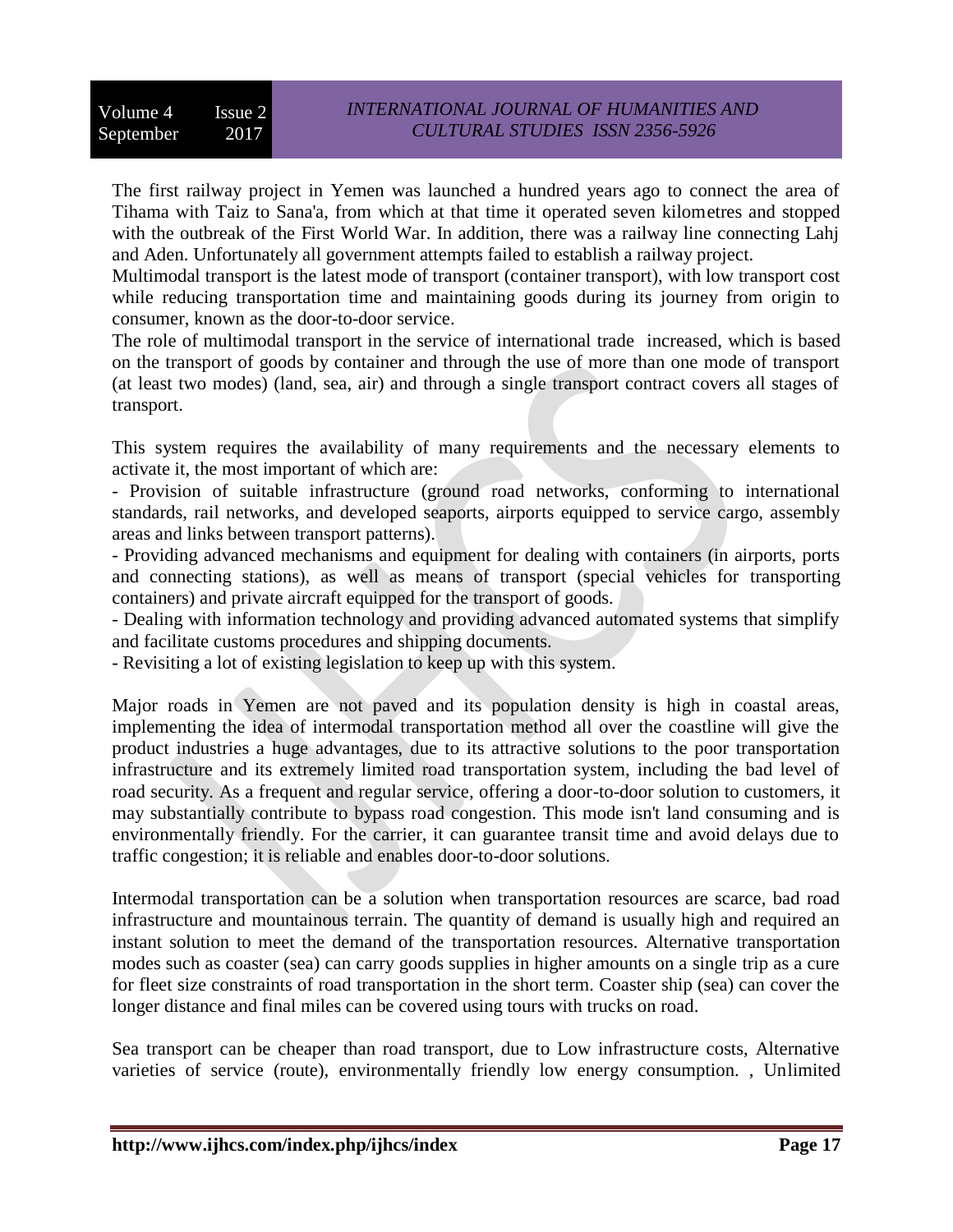The first railway project in Yemen was launched a hundred years ago to connect the area of Tihama with Taiz to Sana'a, from which at that time it operated seven kilometres and stopped with the outbreak of the First World War. In addition, there was a railway line connecting Lahj and Aden. Unfortunately all government attempts failed to establish a railway project.

Multimodal transport is the latest mode of transport (container transport), with low transport cost while reducing transportation time and maintaining goods during its journey from origin to consumer, known as the door-to-door service.

The role of multimodal transport in the service of international trade increased, which is based on the transport of goods by container and through the use of more than one mode of transport (at least two modes) (land, sea, air) and through a single transport contract covers all stages of transport.

This system requires the availability of many requirements and the necessary elements to activate it, the most important of which are:

- Provision of suitable infrastructure (ground road networks, conforming to international standards, rail networks, and developed seaports, airports equipped to service cargo, assembly areas and links between transport patterns).
- Providing advanced mechanisms and equipment for dealing with containers (in airports, ports and connecting stations), as well as means of transport (special vehicles for transporting containers) and private aircraft equipped for the transport of goods.
- Dealing with information technology and providing advanced automated systems that simplify and facilitate customs procedures and shipping documents.
- Revisiting a lot of existing legislation to keep up with this system.

Major roads in Yemen are not paved and its population density is high in coastal areas, implementing the idea of intermodal transportation method all over the coastline will give the product industries a huge advantages, due to its attractive solutions to the poor transportation infrastructure and its extremely limited road transportation system, including the bad level of road security. As a frequent and regular service, offering a door-to-door solution to customers, it may substantially contribute to bypass road congestion. This mode isn't land consuming and is environmentally friendly. For the carrier, it can guarantee transit time and avoid delays due to traffic congestion; it is reliable and enables door-to-door solutions.

Intermodal transportation can be a solution when transportation resources are scarce, bad road infrastructure and mountainous terrain. The quantity of demand is usually high and required an instant solution to meet the demand of the transportation resources. Alternative transportation modes such as coaster (sea) can carry goods supplies in higher amounts on a single trip as a cure for fleet size constraints of road transportation in the short term. Coaster ship (sea) can cover the longer distance and final miles can be covered using tours with trucks on road.

Sea transport can be cheaper than road transport, due to Low infrastructure costs, Alternative varieties of service (route), environmentally friendly low energy consumption. , Unlimited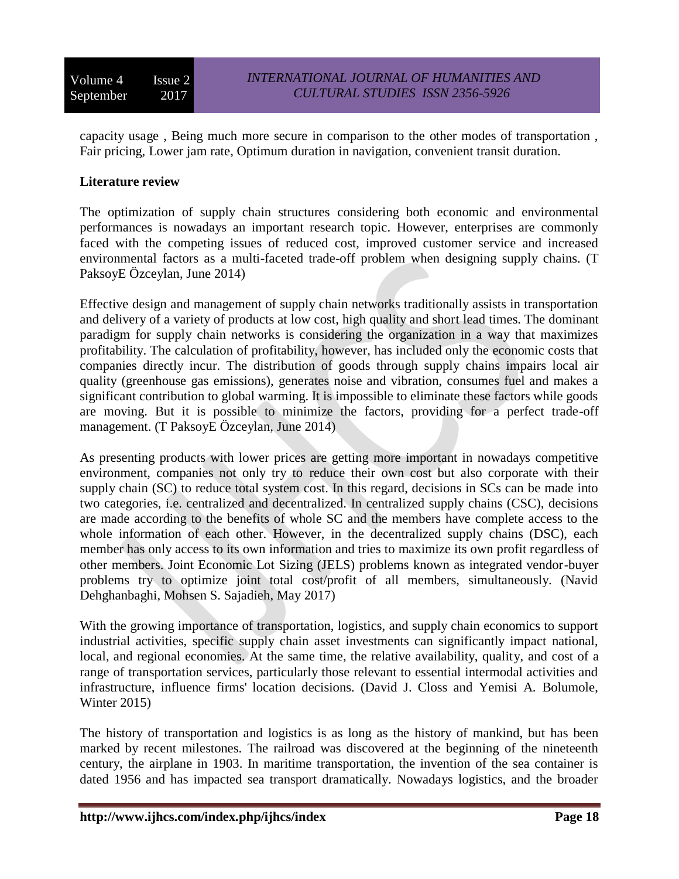capacity usage , Being much more secure in comparison to the other modes of transportation , Fair pricing, Lower jam rate, Optimum duration in navigation, convenient transit duration.

**Literature review**

The optimization of supply chain structures considering both economic and environmental performances is nowadays an important research topic. However, enterprises are commonly faced with the competing issues of reduced cost, improved customer service and increased environmental factors as a multi-faceted trade-off problem when designing supply chains. (T PaksoyE Özceylan, June 2014)

Effective design and management of supply chain networks traditionally assists in transportation and delivery of a variety of products at low cost, high quality and short lead times. The dominant paradigm for supply chain networks is considering the organization in a way that maximizes profitability. The calculation of profitability, however, has included only the economic costs that companies directly incur. The distribution of goods through supply chains impairs local air quality (greenhouse gas emissions), generates noise and vibration, consumes fuel and makes a significant contribution to global warming. It is impossible to eliminate these factors while goods are moving. But it is possible to minimize the factors, providing for a perfect trade-off management. (T PaksoyE Özceylan, June 2014)

As presenting products with lower prices are getting more important in nowadays competitive environment, companies not only try to reduce their own cost but also corporate with their supply chain (SC) to reduce total system cost. In this regard, decisions in SCs can be made into two categories, i.e. centralized and decentralized. In centralized supply chains (CSC), decisions are made according to the benefits of whole SC and the members have complete access to the whole information of each other. However, in the decentralized supply chains (DSC), each member has only access to its own information and tries to maximize its own profit regardless of other members. Joint Economic Lot Sizing (JELS) problems known as integrated vendor-buyer problems try to optimize joint total cost/profit of all members, simultaneously. (Navid Dehghanbaghi, Mohsen S. Sajadieh, May 2017)

With the growing importance of transportation, logistics, and supply chain economics to support industrial activities, specific supply chain asset investments can significantly impact national, local, and regional economies. At the same time, the relative availability, quality, and cost of a range of transportation services, particularly those relevant to essential intermodal activities and infrastructure, influence firms' location decisions. (David J. Closs and Yemisi A. Bolumole, Winter 2015)

The history of transportation and logistics is as long as the history of mankind, but has been marked by recent milestones. The railroad was discovered at the beginning of the nineteenth century, the airplane in 1903. In maritime transportation, the invention of the sea container is dated 1956 and has impacted sea transport dramatically. Nowadays logistics, and the broader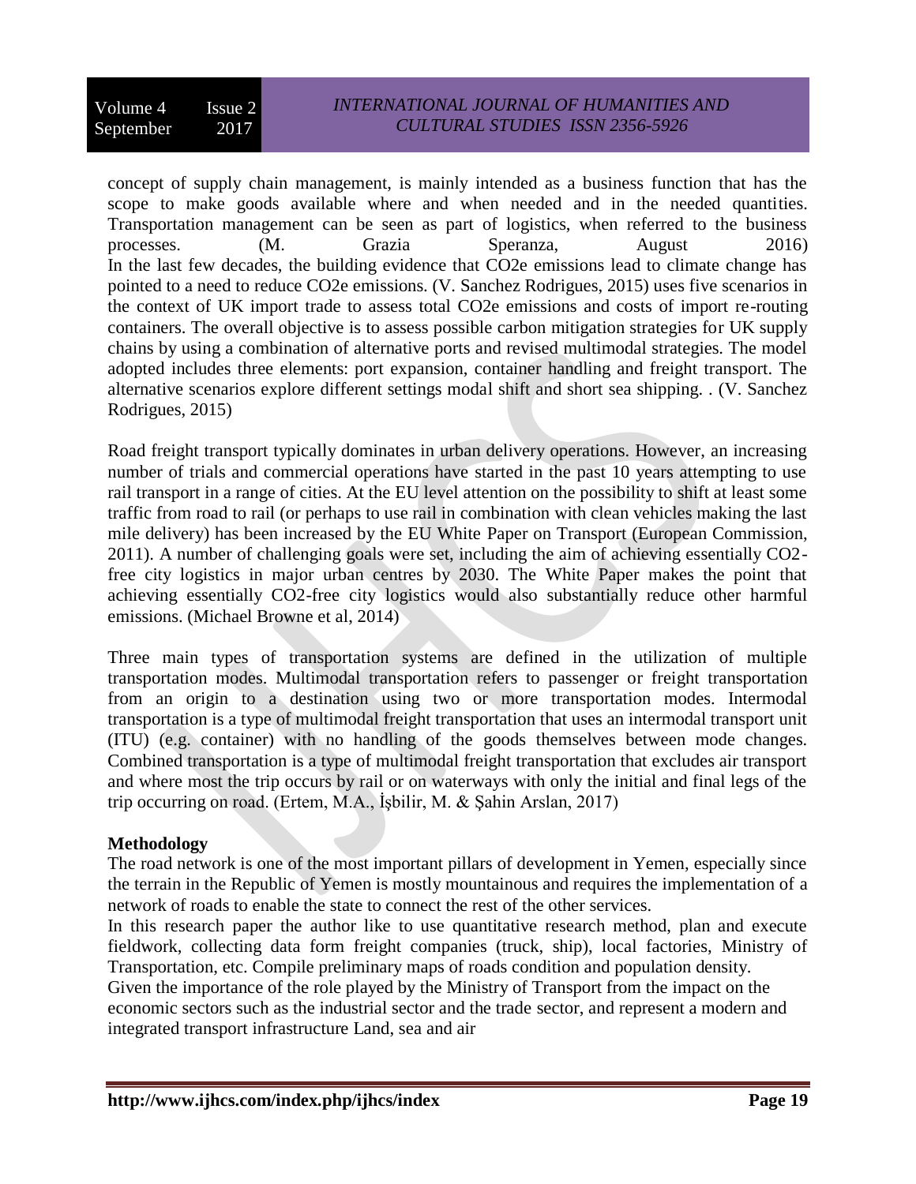concept of supply chain management, is mainly intended as a business function that has the scope to make goods available where and when needed and in the needed quantities. Transportation management can be seen as part of logistics, when referred to the business processes. (M. Grazia Speranza, August 2016)
In the last few decades, the building evidence that $CO_2e$ emissions lead to climate change has pointed to a need to reduce $CO_2e$ emissions. (V. Sanchez Rodrigues, 2015) uses five scenarios in the context of UK import trade to assess total $CO_2e$ emissions and costs of import re-routing containers. The overall objective is to assess possible carbon mitigation strategies for UK supply chains by using a combination of alternative ports and revised multimodal strategies. The model adopted includes three elements: port expansion, container handling and freight transport. The alternative scenarios explore different settings modal shift and short sea shipping. . (V. Sanchez Rodrigues, 2015)

Road freight transport typically dominates in urban delivery operations. However, an increasing number of trials and commercial operations have started in the past 10 years attempting to use rail transport in a range of cities. At the EU level attention on the possibility to shift at least some traffic from road to rail (or perhaps to use rail in combination with clean vehicles making the last mile delivery) has been increased by the EU White Paper on Transport (European Commission, 2011). A number of challenging goals were set, including the aim of achieving essentially $CO_2$-free city logistics in major urban centres by 2030. The White Paper makes the point that achieving essentially $CO_2$-free city logistics would also substantially reduce other harmful emissions. (Michael Browne et al, 2014)

Three main types of transportation systems are defined in the utilization of multiple transportation modes. Multimodal transportation refers to passenger or freight transportation from an origin to a destination using two or more transportation modes. Intermodal transportation is a type of multimodal freight transportation that uses an intermodal transport unit (ITU) (e.g. container) with no handling of the goods themselves between mode changes. Combined transportation is a type of multimodal freight transportation that excludes air transport and where most the trip occurs by rail or on waterways with only the initial and final legs of the trip occurring on road. (Ertem, M.A., İşbilir, M. & Şahin Arslan, 2017)

**Methodology**

The road network is one of the most important pillars of development in Yemen, especially since the terrain in the Republic of Yemen is mostly mountainous and requires the implementation of a network of roads to enable the state to connect the rest of the other services.
In this research paper the author like to use quantitative research method, plan and execute fieldwork, collecting data form freight companies (truck, ship), local factories, Ministry of Transportation, etc. Compile preliminary maps of roads condition and population density.
Given the importance of the role played by the Ministry of Transport from the impact on the economic sectors such as the industrial sector and the trade sector, and represent a modern and integrated transport infrastructure Land, sea and air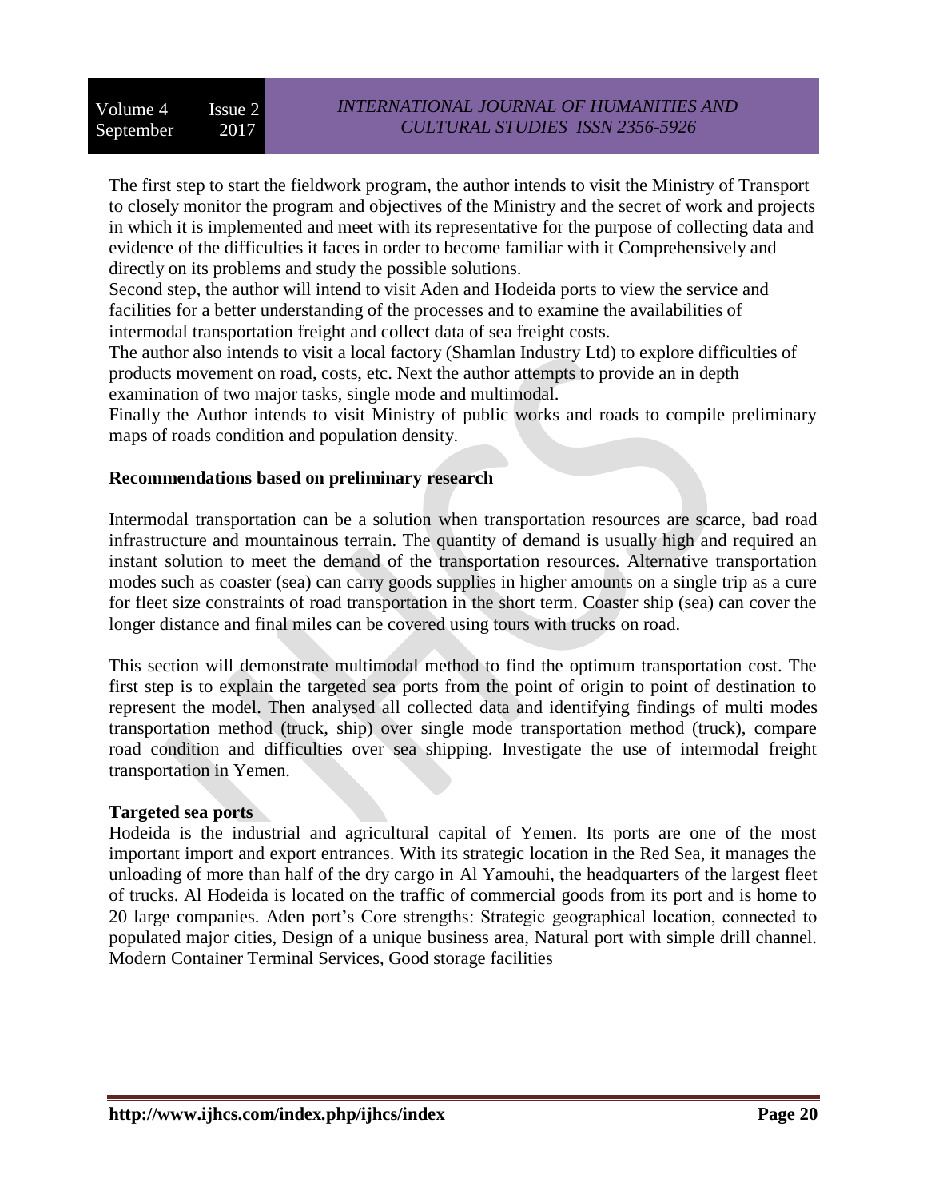The first step to start the fieldwork program, the author intends to visit the Ministry of Transport to closely monitor the program and objectives of the Ministry and the secret of work and projects in which it is implemented and meet with its representative for the purpose of collecting data and evidence of the difficulties it faces in order to become familiar with it Comprehensively and directly on its problems and study the possible solutions.

Second step, the author will intend to visit Aden and Hodeida ports to view the service and facilities for a better understanding of the processes and to examine the availabilities of intermodal transportation freight and collect data of sea freight costs.

The author also intends to visit a local factory (Shamlan Industry Ltd) to explore difficulties of products movement on road, costs, etc. Next the author attempts to provide an in depth examination of two major tasks, single mode and multimodal.

Finally the Author intends to visit Ministry of public works and roads to compile preliminary maps of roads condition and population density.

**Recommendations based on preliminary research**

Intermodal transportation can be a solution when transportation resources are scarce, bad road infrastructure and mountainous terrain. The quantity of demand is usually high and required an instant solution to meet the demand of the transportation resources. Alternative transportation modes such as coaster (sea) can carry goods supplies in higher amounts on a single trip as a cure for fleet size constraints of road transportation in the short term. Coaster ship (sea) can cover the longer distance and final miles can be covered using tours with trucks on road.

This section will demonstrate multimodal method to find the optimum transportation cost. The first step is to explain the targeted sea ports from the point of origin to point of destination to represent the model. Then analysed all collected data and identifying findings of multi modes transportation method (truck, ship) over single mode transportation method (truck), compare road condition and difficulties over sea shipping. Investigate the use of intermodal freight transportation in Yemen.

**Targeted sea ports**

Hodeida is the industrial and agricultural capital of Yemen. Its ports are one of the most important import and export entrances. With its strategic location in the Red Sea, it manages the unloading of more than half of the dry cargo in Al Yamouhi, the headquarters of the largest fleet of trucks. Al Hodeida is located on the traffic of commercial goods from its port and is home to 20 large companies. Aden port's Core strengths: Strategic geographical location, connected to populated major cities, Design of a unique business area, Natural port with simple drill channel. Modern Container Terminal Services, Good storage facilities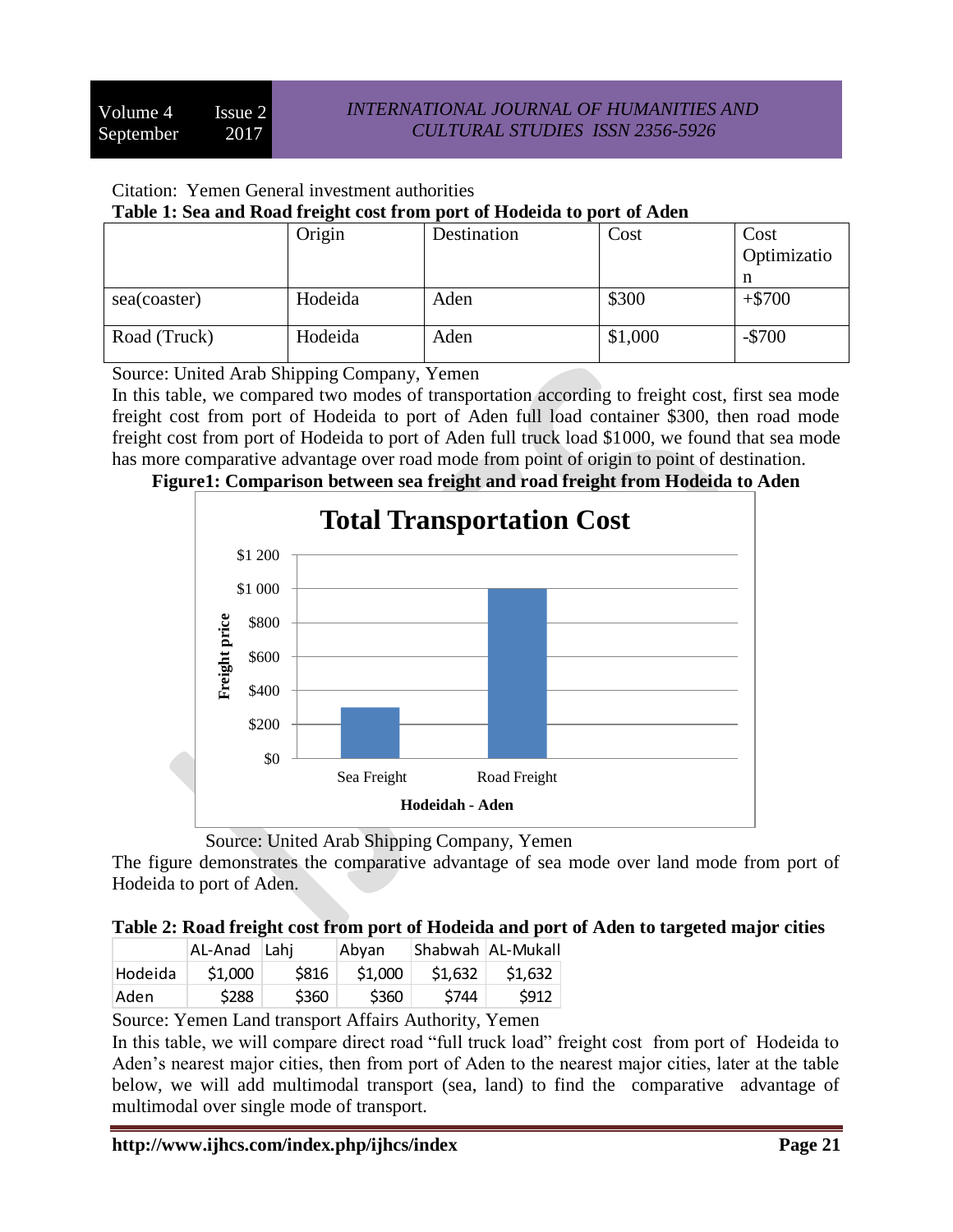Citation: Yemen General investment authorities

**Table 1: Sea and Road freight cost from port of Hodeida to port of Aden**

| | Origin | Destination | Cost | Cost Optimization |
|---|---|---|---|---|
| sea(coaster) | Hodeida | Aden | $300 | +$700 |
| Road (Truck) | Hodeida | Aden | $1,000 | -$700 |

Source: United Arab Shipping Company, Yemen

In this table, we compared two modes of transportation according to freight cost, first sea mode freight cost from port of Hodeida to port of Aden full load container $300, then road mode freight cost from port of Hodeida to port of Aden full truck load $1000, we found that sea mode has more comparative advantage over road mode from point of origin to point of destination.

**Figure1: Comparison between sea freight and road freight from Hodeida to Aden**

**Total Transportation Cost**

| Hodeidah - Aden | Freight price |
|---|---|
| Sea Freight | $300 |
| Road Freight | $1 000 |

Source: United Arab Shipping Company, Yemen

The figure demonstrates the comparative advantage of sea mode over land mode from port of Hodeida to port of Aden.

**Table 2: Road freight cost from port of Hodeida and port of Aden to targeted major cities**

| | AL-Anad | Lahj | Abyan | Shabwah | AL-Mukall |
|---|---|---|---|---|---|
| Hodeida | $1,000 | $816 | $1,000 | $1,632 | $1,632 |
| Aden | $288 | $360 | $360 | $744 | $912 |

Source: Yemen Land transport Affairs Authority, Yemen

In this table, we will compare direct road "full truck load" freight cost from port of Hodeida to Aden's nearest major cities, then from port of Aden to the nearest major cities, later at the table below, we will add multimodal transport (sea, land) to find the comparative advantage of multimodal over single mode of transport.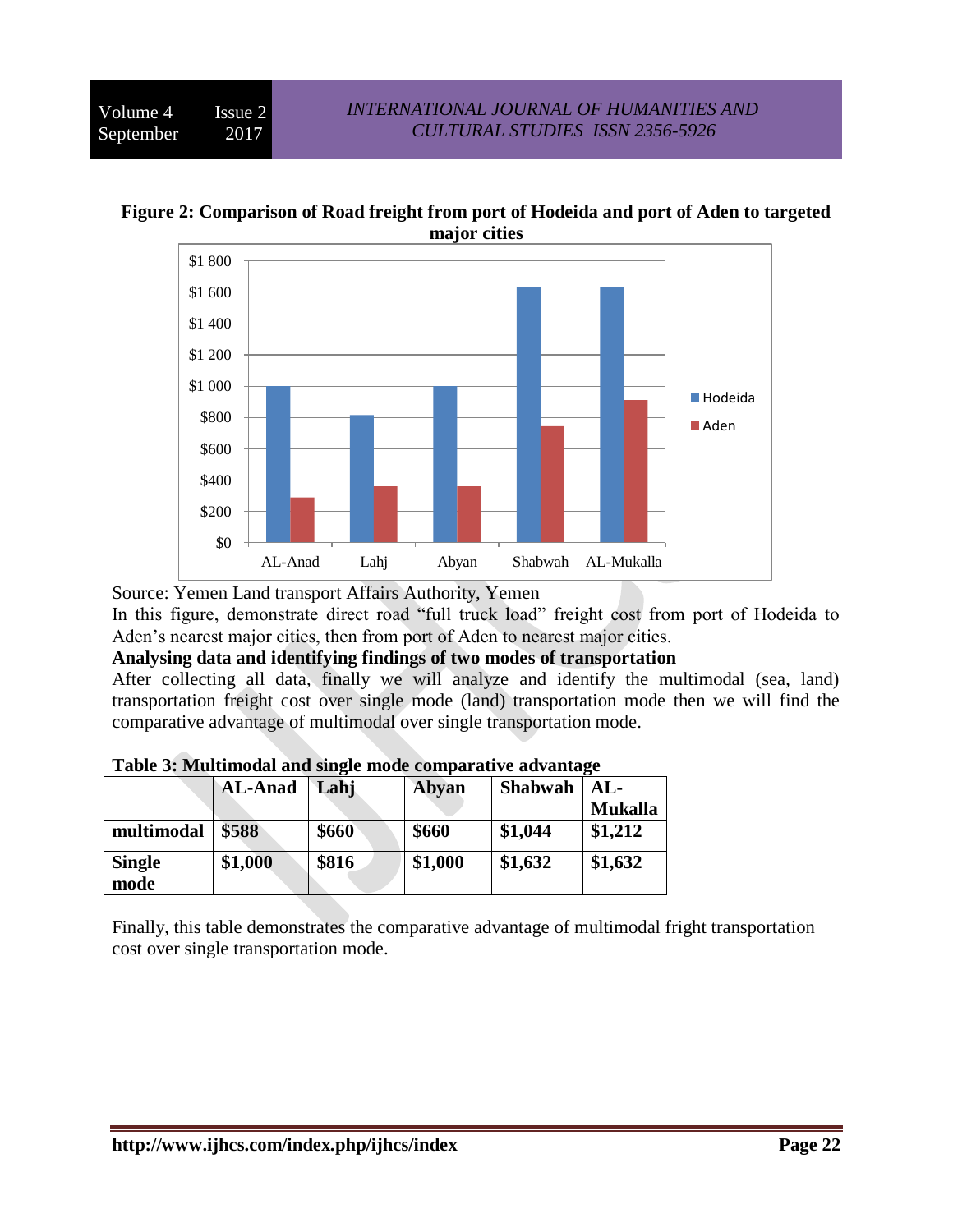**Figure 2: Comparison of Road freight from port of Hodeida and port of Aden to targeted major cities**

Source: Yemen Land transport Affairs Authority, Yemen

In this figure, demonstrate direct road "full truck load" freight cost from port of Hodeida to Aden's nearest major cities, then from port of Aden to nearest major cities.

**Analysing data and identifying findings of two modes of transportation**

After collecting all data, finally we will analyze and identify the multimodal (sea, land) transportation freight cost over single mode (land) transportation mode then we will find the comparative advantage of multimodal over single transportation mode.

**Table 3: Multimodal and single mode comparative advantage**

| | AL-Anad | Lahj | Abyan | Shabwah | AL-Mukalla |
|---|---|---|---|---|---|
| multimodal | $588 | $660 | $660 | $1,044 | $1,212 |
| Single mode | $1,000 | $816 | $1,000 | $1,632 | $1,632 |

Finally, this table demonstrates the comparative advantage of multimodal fright transportation cost over single transportation mode.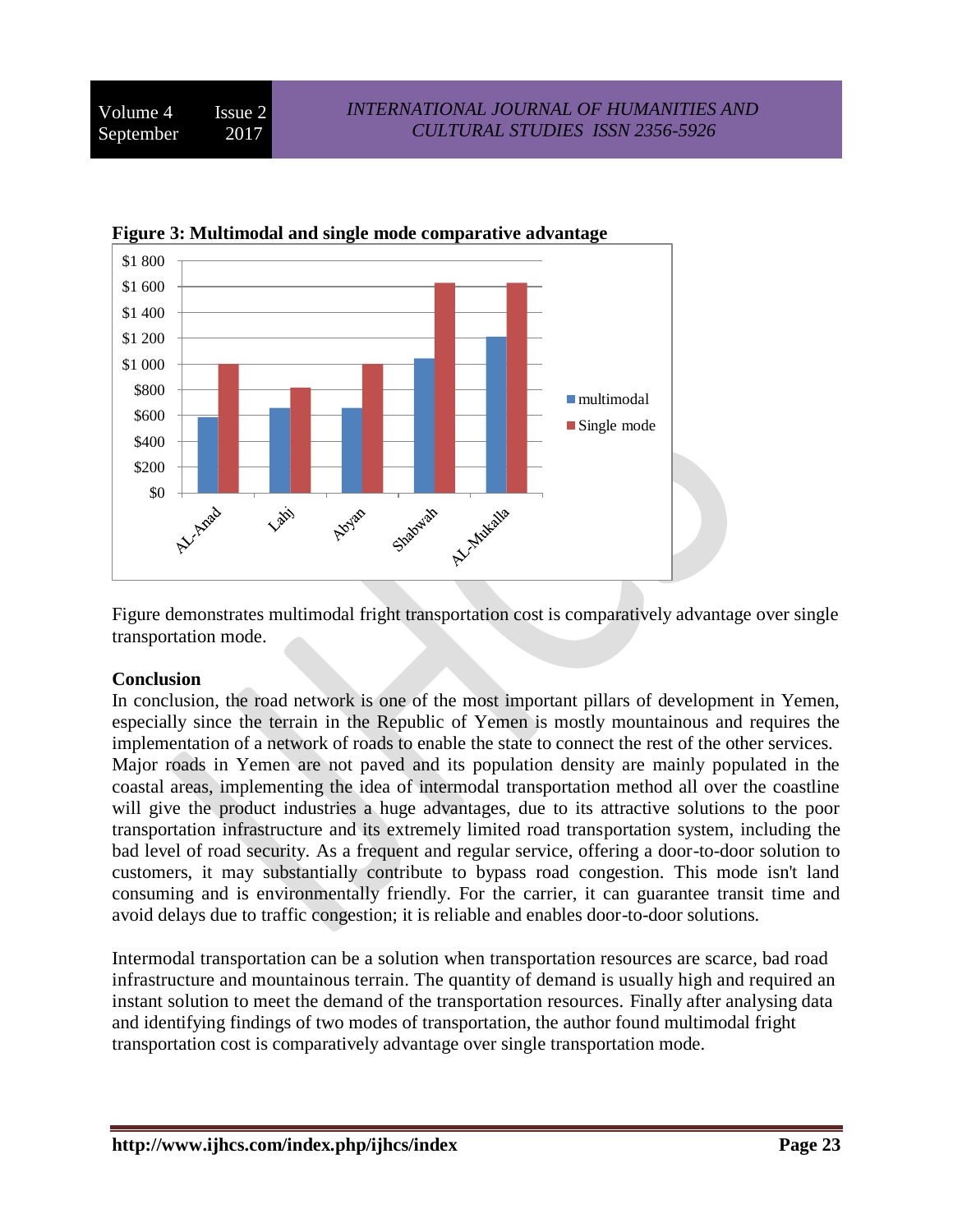**Figure 3: Multimodal and single mode comparative advantage**

Figure demonstrates multimodal fright transportation cost is comparatively advantage over single transportation mode.

**Conclusion**

In conclusion, the road network is one of the most important pillars of development in Yemen, especially since the terrain in the Republic of Yemen is mostly mountainous and requires the implementation of a network of roads to enable the state to connect the rest of the other services. Major roads in Yemen are not paved and its population density are mainly populated in the coastal areas, implementing the idea of intermodal transportation method all over the coastline will give the product industries a huge advantages, due to its attractive solutions to the poor transportation infrastructure and its extremely limited road transportation system, including the bad level of road security. As a frequent and regular service, offering a door-to-door solution to customers, it may substantially contribute to bypass road congestion. This mode isn't land consuming and is environmentally friendly. For the carrier, it can guarantee transit time and avoid delays due to traffic congestion; it is reliable and enables door-to-door solutions.

Intermodal transportation can be a solution when transportation resources are scarce, bad road infrastructure and mountainous terrain. The quantity of demand is usually high and required an instant solution to meet the demand of the transportation resources. Finally after analysing data and identifying findings of two modes of transportation, the author found multimodal fright transportation cost is comparatively advantage over single transportation mode.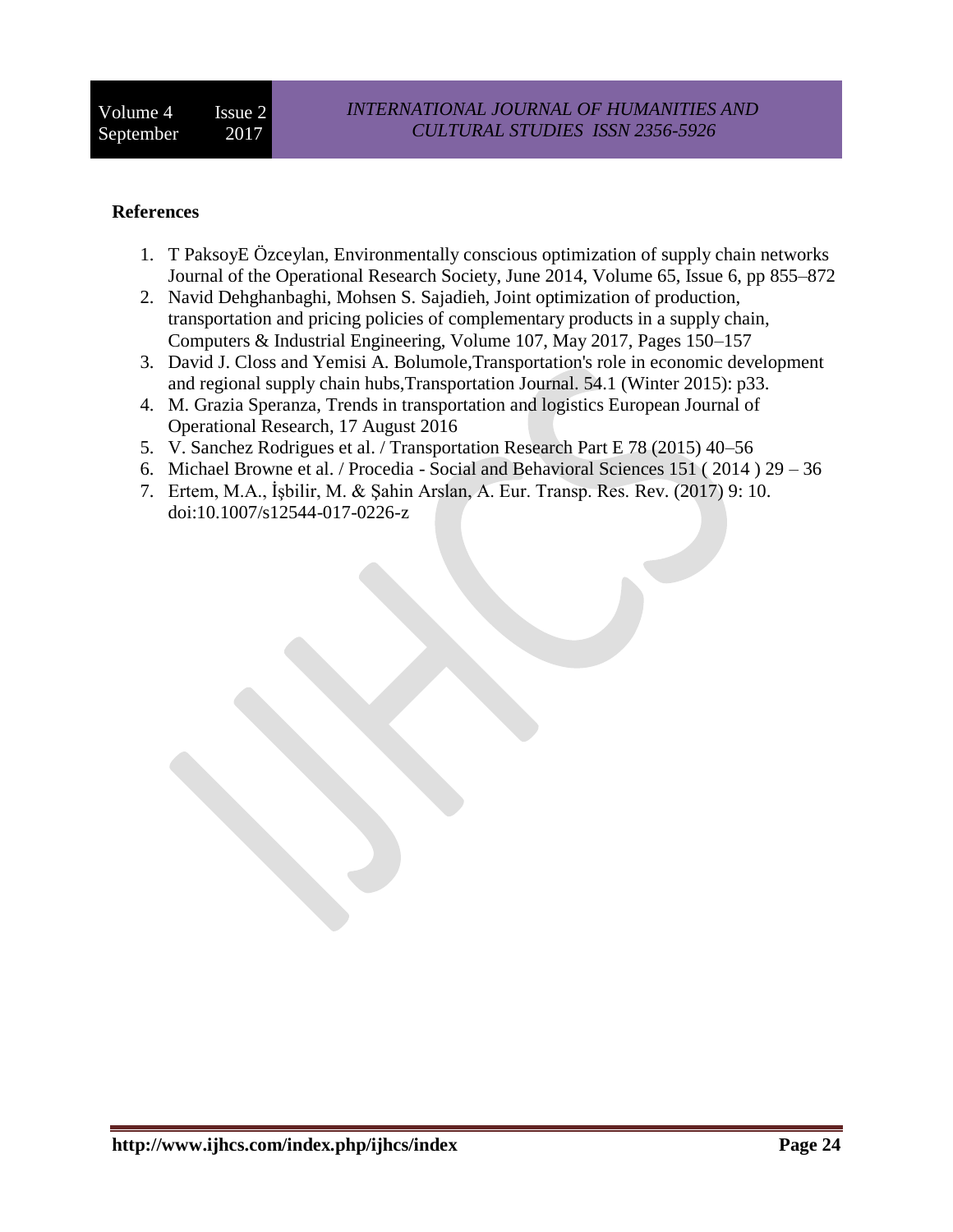**References**

1. T PaksoyE Özceylan, Environmentally conscious optimization of supply chain networks Journal of the Operational Research Society, June 2014, Volume 65, Issue 6, pp 855–872
2. Navid Dehghanbaghi, Mohsen S. Sajadieh, Joint optimization of production, transportation and pricing policies of complementary products in a supply chain, Computers & Industrial Engineering, Volume 107, May 2017, Pages 150–157
3. David J. Closs and Yemisi A. Bolumole,Transportation's role in economic development and regional supply chain hubs,Transportation Journal. 54.1 (Winter 2015): p33.
4. M. Grazia Speranza, Trends in transportation and logistics European Journal of Operational Research, 17 August 2016
5. V. Sanchez Rodrigues et al. / Transportation Research Part E 78 (2015) 40–56
6. Michael Browne et al. / Procedia - Social and Behavioral Sciences 151 ( 2014 ) 29 – 36
7. Ertem, M.A., İşbilir, M. & Şahin Arslan, A. Eur. Transp. Res. Rev. (2017) 9: 10. doi:10.1007/s12544-017-0226-z